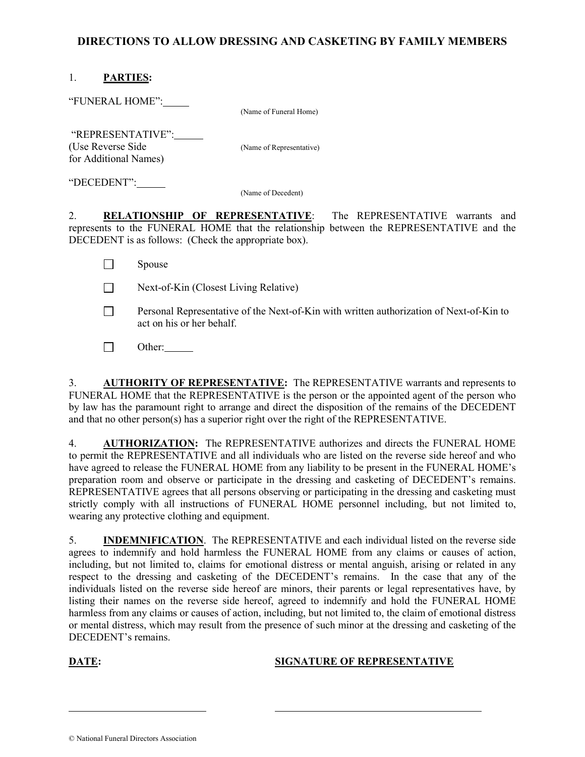# DIRECTIONS TO ALLOW DRESSING AND CASKETING BY FAMILY MEMBERS

1. **PARTIES:**

"FUNERAL HOME": _____
(Name of Funeral Home)

"REPRESENTATIVE": _____
(Use Reverse Side for Additional Names)
(Name of Representative)

"DECEDENT": _____
(Name of Decedent)

2. **RELATIONSHIP OF REPRESENTATIVE**: The REPRESENTATIVE warrants and represents to the FUNERAL HOME that the relationship between the REPRESENTATIVE and the DECEDENT is as follows: (Check the appropriate box).

- ☐ Spouse
- ☐ Next-of-Kin (Closest Living Relative)
- ☐ Personal Representative of the Next-of-Kin with written authorization of Next-of-Kin to act on his or her behalf.
- ☐ Other: _____

3. **AUTHORITY OF REPRESENTATIVE:** The REPRESENTATIVE warrants and represents to FUNERAL HOME that the REPRESENTATIVE is the person or the appointed agent of the person who by law has the paramount right to arrange and direct the disposition of the remains of the DECEDENT and that no other person(s) has a superior right over the right of the REPRESENTATIVE.

4. **AUTHORIZATION:** The REPRESENTATIVE authorizes and directs the FUNERAL HOME to permit the REPRESENTATIVE and all individuals who are listed on the reverse side hereof and who have agreed to release the FUNERAL HOME from any liability to be present in the FUNERAL HOME's preparation room and observe or participate in the dressing and casketing of DECEDENT's remains. REPRESENTATIVE agrees that all persons observing or participating in the dressing and casketing must strictly comply with all instructions of FUNERAL HOME personnel including, but not limited to, wearing any protective clothing and equipment.

5. **INDEMNIFICATION**. The REPRESENTATIVE and each individual listed on the reverse side agrees to indemnify and hold harmless the FUNERAL HOME from any claims or causes of action, including, but not limited to, claims for emotional distress or mental anguish, arising or related in any respect to the dressing and casketing of the DECEDENT's remains. In the case that any of the individuals listed on the reverse side hereof are minors, their parents or legal representatives have, by listing their names on the reverse side hereof, agreed to indemnify and hold the FUNERAL HOME harmless from any claims or causes of action, including, but not limited to, the claim of emotional distress or mental distress, which may result from the presence of such minor at the dressing and casketing of the DECEDENT's remains.

**DATE:** _________________________

**SIGNATURE OF REPRESENTATIVE** _________________________

© National Funeral Directors Association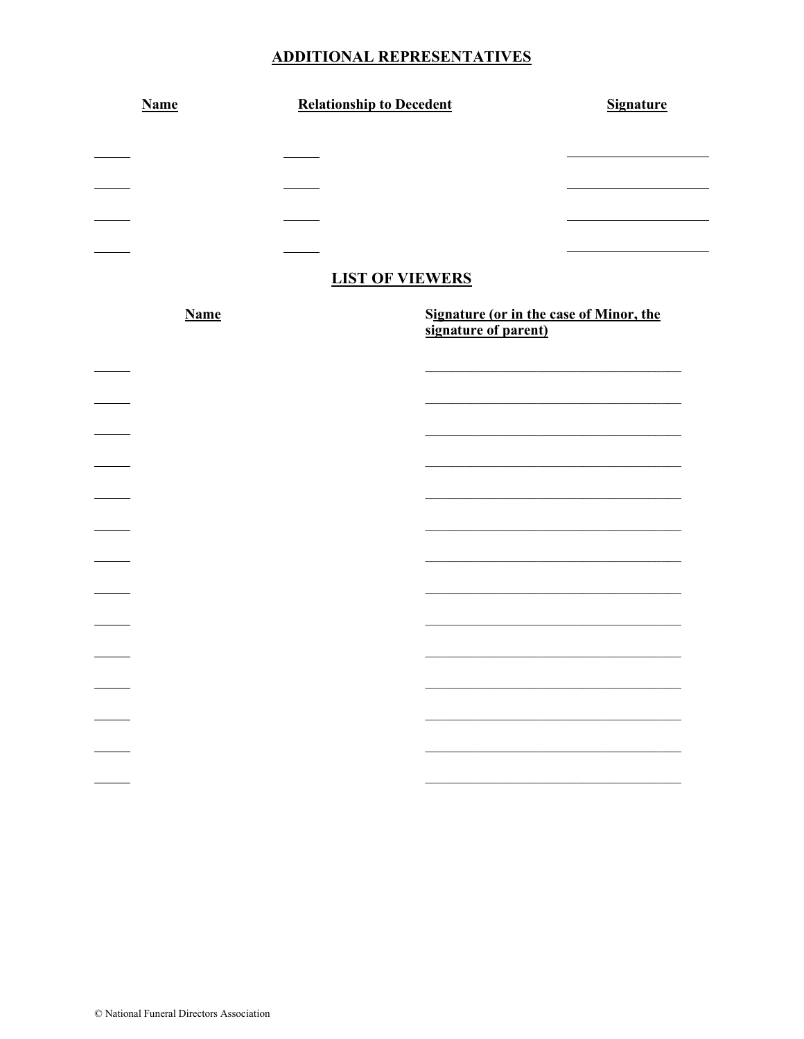## ADDITIONAL REPRESENTATIVES

| Name | Relationship to Decedent | Signature |
|---|---|---|
| \_\_\_\_\_ | \_\_\_\_\_ | \_\_\_\_\_\_\_\_\_\_\_\_\_\_\_\_\_\_\_\_ |
| \_\_\_\_\_ | \_\_\_\_\_ | \_\_\_\_\_\_\_\_\_\_\_\_\_\_\_\_\_\_\_\_ |
| \_\_\_\_\_ | \_\_\_\_\_ | \_\_\_\_\_\_\_\_\_\_\_\_\_\_\_\_\_\_\_\_ |
| \_\_\_\_\_ | \_\_\_\_\_ | \_\_\_\_\_\_\_\_\_\_\_\_\_\_\_\_\_\_\_\_ |

## LIST OF VIEWERS

| Name | Signature (or in the case of Minor, the signature of parent) |
|---|---|
| \_\_\_\_\_ | \_\_\_\_\_\_\_\_\_\_\_\_\_\_\_\_\_\_\_\_\_\_\_\_\_\_\_\_\_\_\_\_\_\_\_\_ |
| \_\_\_\_\_ | \_\_\_\_\_\_\_\_\_\_\_\_\_\_\_\_\_\_\_\_\_\_\_\_\_\_\_\_\_\_\_\_\_\_\_\_ |
| \_\_\_\_\_ | \_\_\_\_\_\_\_\_\_\_\_\_\_\_\_\_\_\_\_\_\_\_\_\_\_\_\_\_\_\_\_\_\_\_\_\_ |
| \_\_\_\_\_ | \_\_\_\_\_\_\_\_\_\_\_\_\_\_\_\_\_\_\_\_\_\_\_\_\_\_\_\_\_\_\_\_\_\_\_\_ |
| \_\_\_\_\_ | \_\_\_\_\_\_\_\_\_\_\_\_\_\_\_\_\_\_\_\_\_\_\_\_\_\_\_\_\_\_\_\_\_\_\_\_ |
| \_\_\_\_\_ | \_\_\_\_\_\_\_\_\_\_\_\_\_\_\_\_\_\_\_\_\_\_\_\_\_\_\_\_\_\_\_\_\_\_\_\_ |
| \_\_\_\_\_ | \_\_\_\_\_\_\_\_\_\_\_\_\_\_\_\_\_\_\_\_\_\_\_\_\_\_\_\_\_\_\_\_\_\_\_\_ |
| \_\_\_\_\_ | \_\_\_\_\_\_\_\_\_\_\_\_\_\_\_\_\_\_\_\_\_\_\_\_\_\_\_\_\_\_\_\_\_\_\_\_ |
| \_\_\_\_\_ | \_\_\_\_\_\_\_\_\_\_\_\_\_\_\_\_\_\_\_\_\_\_\_\_\_\_\_\_\_\_\_\_\_\_\_\_ |
| \_\_\_\_\_ | \_\_\_\_\_\_\_\_\_\_\_\_\_\_\_\_\_\_\_\_\_\_\_\_\_\_\_\_\_\_\_\_\_\_\_\_ |
| \_\_\_\_\_ | \_\_\_\_\_\_\_\_\_\_\_\_\_\_\_\_\_\_\_\_\_\_\_\_\_\_\_\_\_\_\_\_\_\_\_\_ |
| \_\_\_\_\_ | \_\_\_\_\_\_\_\_\_\_\_\_\_\_\_\_\_\_\_\_\_\_\_\_\_\_\_\_\_\_\_\_\_\_\_\_ |
| \_\_\_\_\_ | \_\_\_\_\_\_\_\_\_\_\_\_\_\_\_\_\_\_\_\_\_\_\_\_\_\_\_\_\_\_\_\_\_\_\_\_ |
| \_\_\_\_\_ | \_\_\_\_\_\_\_\_\_\_\_\_\_\_\_\_\_\_\_\_\_\_\_\_\_\_\_\_\_\_\_\_\_\_\_\_ |

© National Funeral Directors Association